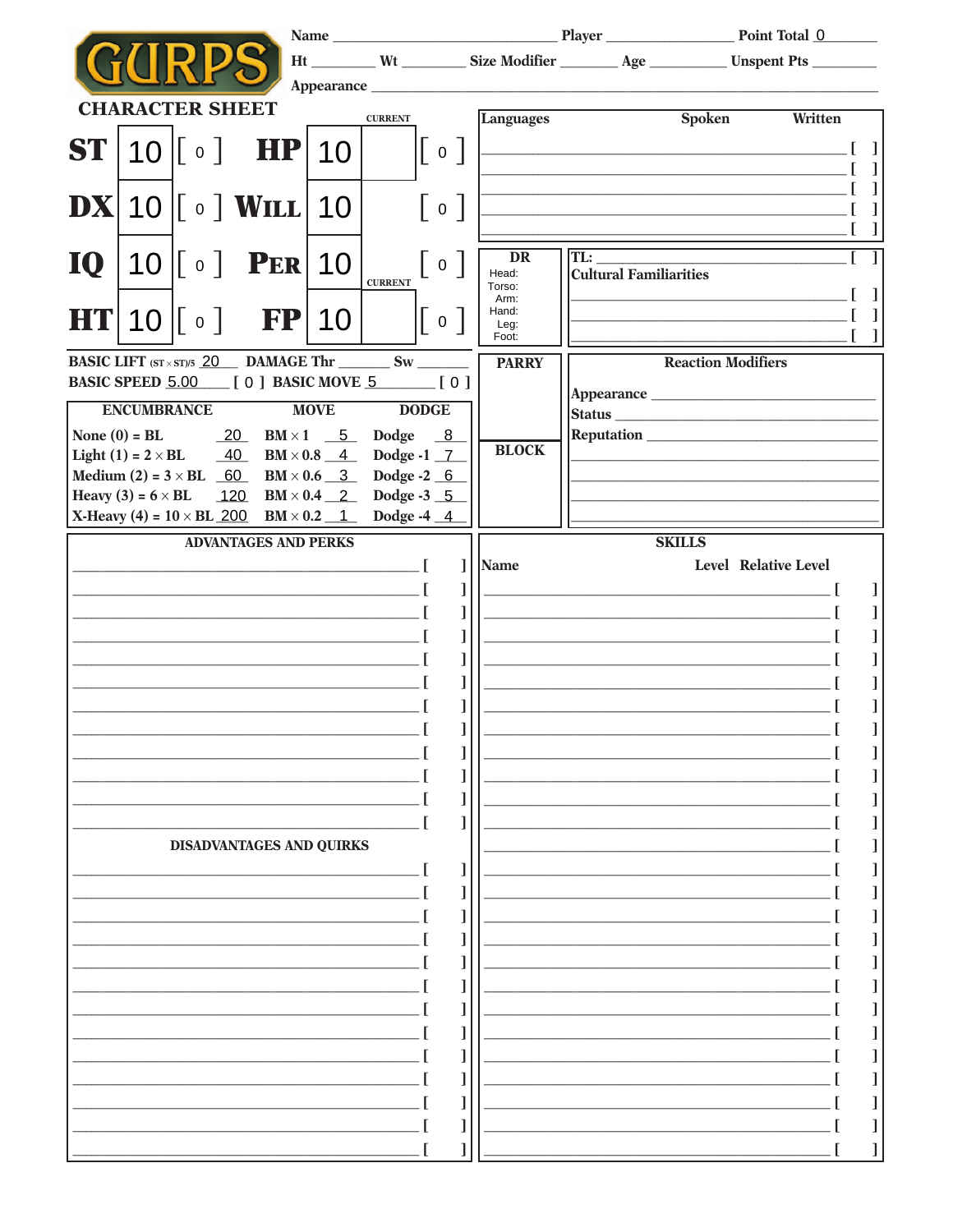# GURPS CHARACTER SHEET

Name ______________________________ Player __________________ Point Total 0

Ht ________ Wt ________ Size Modifier ________ Age __________ Unspent Pts ________

Appearance ____________________________________________________________

| Attribute | Value | Points | Attribute | Value | Current | Points |
|---|---|---|---|---|---|---|
| ST | 10 | [ 0 ] | HP | 10 | | [ 0 ] |
| DX | 10 | [ 0 ] | WILL | 10 | | [ 0 ] |
| IQ | 10 | [ 0 ] | PER | 10 | | [ 0 ] |
| HT | 10 | [ 0 ] | FP | 10 | | [ 0 ] |

BASIC LIFT (ST × ST)/5 20 DAMAGE Thr ______ Sw ______

BASIC SPEED 5.00 [ 0 ] BASIC MOVE 5 [ 0 ]

| ENCUMBRANCE | | MOVE | | DODGE | |
|---|---|---|---|---|---|
| None (0) = BL | 20 | BM × 1 | 5 | Dodge | 8 |
| Light (1) = 2 × BL | 40 | BM × 0.8 | 4 | Dodge -1 | 7 |
| Medium (2) = 3 × BL | 60 | BM × 0.6 | 3 | Dodge -2 | 6 |
| Heavy (3) = 6 × BL | 120 | BM × 0.4 | 2 | Dodge -3 | 5 |
| X-Heavy (4) = 10 × BL | 200 | BM × 0.2 | 1 | Dodge -4 | 4 |

## Languages

| Languages | Spoken | Written | Points |
|---|---|---|---|
| | | | [ ] |
| | | | [ ] |
| | | | [ ] |
| | | | [ ] |
| | | | [ ] |

## DR

Head:
Torso:
Arm:
Hand:
Leg:
Foot:

TL: ______________________ [ ]

## Cultural Familiarities

______________________ [ ]
______________________ [ ]
______________________ [ ]

## PARRY

## BLOCK

## Reaction Modifiers

Appearance ______________________
Status ______________________
Reputation ______________________

## ADVANTAGES AND PERKS

______________________ [ ]
______________________ [ ]
______________________ [ ]
______________________ [ ]
______________________ [ ]
______________________ [ ]
______________________ [ ]
______________________ [ ]
______________________ [ ]
______________________ [ ]
______________________ [ ]
______________________ [ ]

## DISADVANTAGES AND QUIRKS

______________________ [ ]
______________________ [ ]
______________________ [ ]
______________________ [ ]
______________________ [ ]
______________________ [ ]
______________________ [ ]
______________________ [ ]
______________________ [ ]
______________________ [ ]
______________________ [ ]
______________________ [ ]
______________________ [ ]

## SKILLS

| Name | Level | Relative Level | Points |
|---|---|---|---|
| | | | [ ] |
| | | | [ ] |
| | | | [ ] |
| | | | [ ] |
| | | | [ ] |
| | | | [ ] |
| | | | [ ] |
| | | | [ ] |
| | | | [ ] |
| | | | [ ] |
| | | | [ ] |
| | | | [ ] |
| | | | [ ] |
| | | | [ ] |
| | | | [ ] |
| | | | [ ] |
| | | | [ ] |
| | | | [ ] |
| | | | [ ] |
| | | | [ ] |
| | | | [ ] |
| | | | [ ] |
| | | | [ ] |
| | | | [ ] |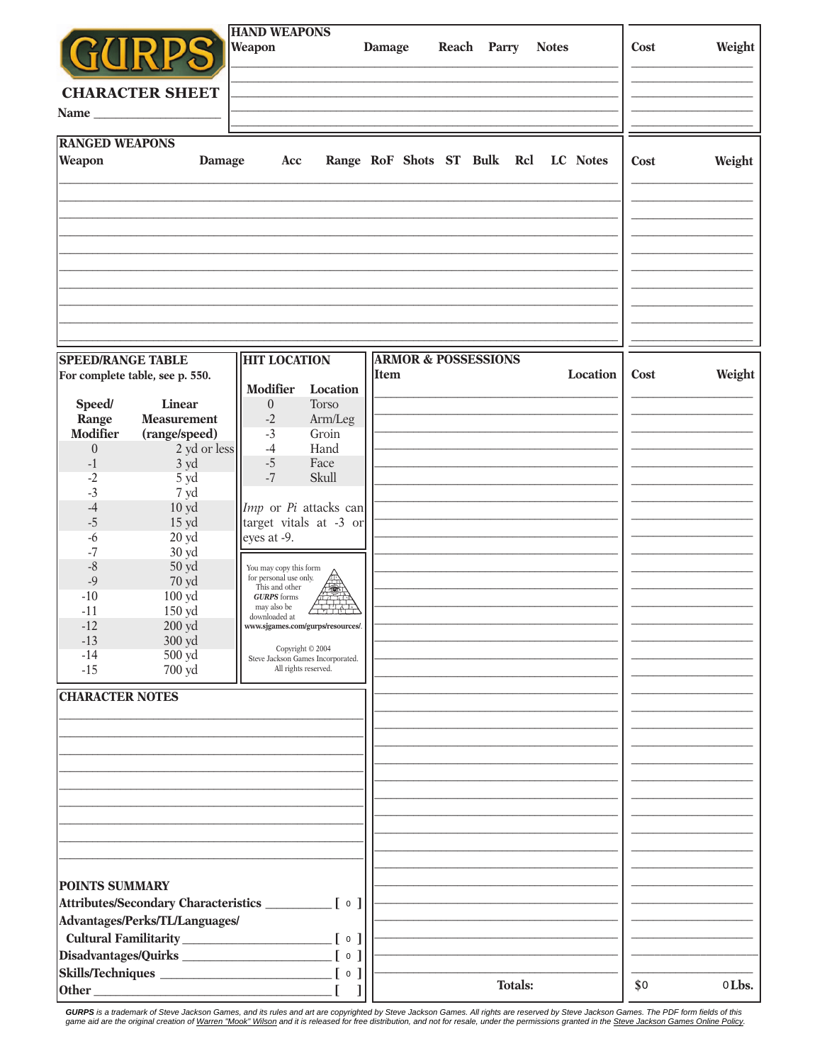# GURPS

## CHARACTER SHEET

Name ____________________

## HAND WEAPONS

| Weapon | Damage | Reach | Parry | Notes | Cost | Weight |
|---|---|---|---|---|---|---|
| | | | | | | |
| | | | | | | |
| | | | | | | |
| | | | | | | |

## RANGED WEAPONS

| Weapon | Damage | Acc | Range | RoF | Shots | ST | Bulk | Rcl | LC | Notes | Cost | Weight |
|---|---|---|---|---|---|---|---|---|---|---|---|---|
| | | | | | | | | | | | | |
| | | | | | | | | | | | | |
| | | | | | | | | | | | | |
| | | | | | | | | | | | | |
| | | | | | | | | | | | | |
| | | | | | | | | | | | | |
| | | | | | | | | | | | | |
| | | | | | | | | | | | | |
| | | | | | | | | | | | | |

## SPEED/RANGE TABLE

For complete table, see p. 550.

| Speed/ Range Modifier | Linear Measurement (range/speed) |
|---|---|
| 0 | 2 yd or less |
| -1 | 3 yd |
| -2 | 5 yd |
| -3 | 7 yd |
| -4 | 10 yd |
| -5 | 15 yd |
| -6 | 20 yd |
| -7 | 30 yd |
| -8 | 50 yd |
| -9 | 70 yd |
| -10 | 100 yd |
| -11 | 150 yd |
| -12 | 200 yd |
| -13 | 300 yd |
| -14 | 500 yd |
| -15 | 700 yd |

## HIT LOCATION

| Modifier | Location |
|---|---|
| 0 | Torso |
| -2 | Arm/Leg |
| -3 | Groin |
| -4 | Hand |
| -5 | Face |
| -7 | Skull |

*Imp* or *Pi* attacks can target vitals at -3 or eyes at -9.

You may copy this form for personal use only. This and other *GURPS* forms may also be downloaded at www.sjgames.com/gurps/resources/.

Copyright © 2004 Steve Jackson Games Incorporated. All rights reserved.

## ARMOR & POSSESSIONS

| Item | Location | Cost | Weight |
|---|---|---|---|
| | | | |
| | | | |
| | | | |
| | | | |
| | | | |
| | | | |
| | | | |
| | | | |
| | | | |
| | | | |
| | | | |
| | | | |
| | | | |
| | | | |
| | | | |
| | | | |
| | | | |
| | | | |
| | | | |
| | | | |
| | | | |
| | | | |
| | | | |
| | | | |
| | | | |
| | | | |
| | | | |
| | | | |
| | | | |
| | | | |
| | | | |
| | | | |
| | | | |
| | | | |
| | Totals: | $0 | 0 Lbs. |

## CHARACTER NOTES

## POINTS SUMMARY

Attributes/Secondary Characteristics __________ [ 0 ]

Advantages/Perks/TL/Languages/ Cultural Familiarity __________ [ 0 ]

Disadvantages/Quirks __________ [ 0 ]

Skills/Techniques __________ [ 0 ]

Other __________ [ ]

*GURPS is a trademark of Steve Jackson Games, and its rules and art are copyrighted by Steve Jackson Games. All rights are reserved by Steve Jackson Games. The PDF form fields of this game aid are the original creation of Warren "Mook" Wilson and it is released for free distribution, and not for resale, under the permissions granted in the Steve Jackson Games Online Policy.*